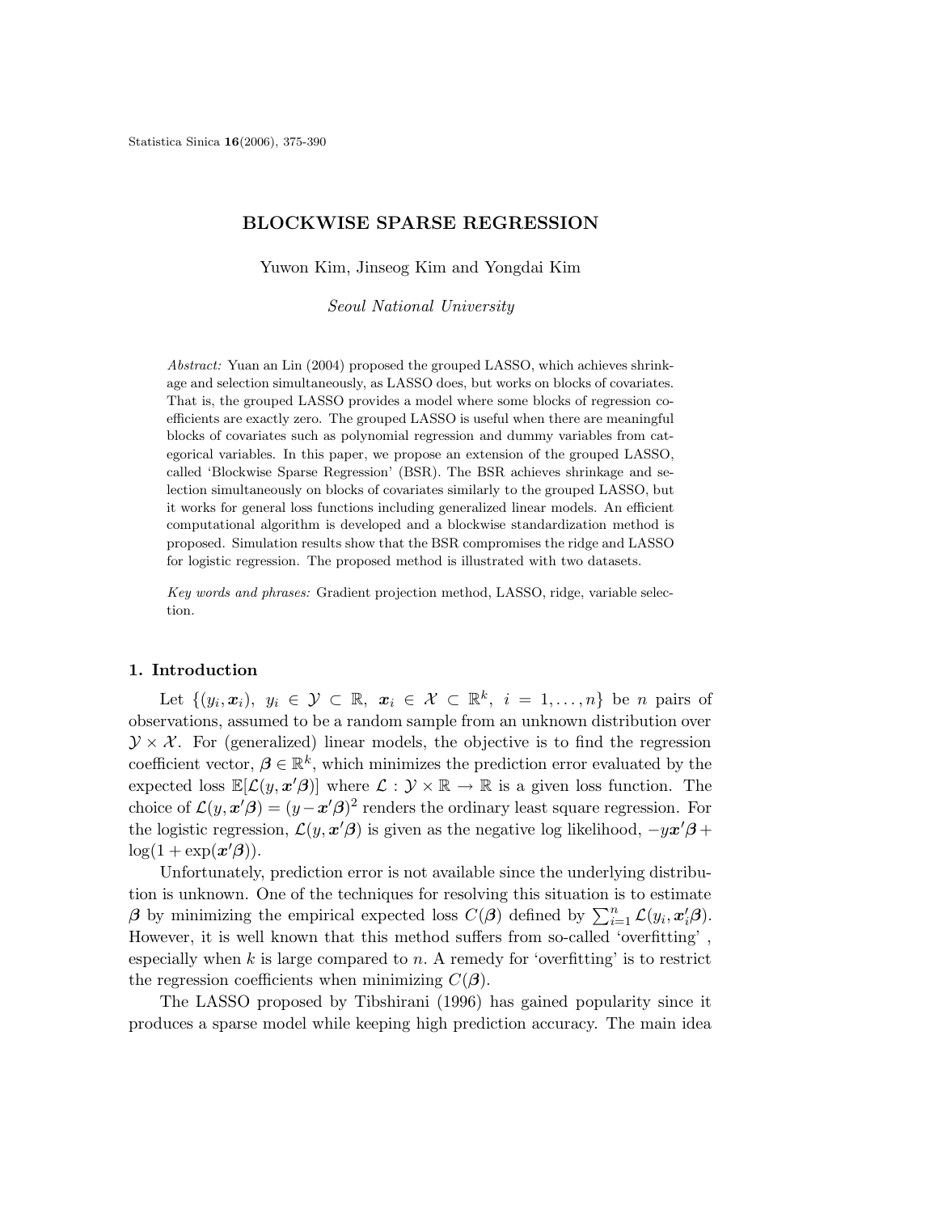# BLOCKWISE SPARSE REGRESSION

Yuwon Kim, Jinseog Kim and Yongdai Kim

*Seoul National University*

*Abstract:* Yuan an Lin (2004) proposed the grouped LASSO, which achieves shrinkage and selection simultaneously, as LASSO does, but works on blocks of covariates. That is, the grouped LASSO provides a model where some blocks of regression coefficients are exactly zero. The grouped LASSO is useful when there are meaningful blocks of covariates such as polynomial regression and dummy variables from categorical variables. In this paper, we propose an extension of the grouped LASSO, called 'Blockwise Sparse Regression' (BSR). The BSR achieves shrinkage and selection simultaneously on blocks of covariates similarly to the grouped LASSO, but it works for general loss functions including generalized linear models. An efficient computational algorithm is developed and a blockwise standardization method is proposed. Simulation results show that the BSR compromises the ridge and LASSO for logistic regression. The proposed method is illustrated with two datasets.

*Key words and phrases:* Gradient projection method, LASSO, ridge, variable selection.

## 1. Introduction

Let $\{(y_i, \boldsymbol{x}_i),\ y_i \in \mathcal{Y} \subset \mathbb{R},\ \boldsymbol{x}_i \in \mathcal{X} \subset \mathbb{R}^k,\ i = 1, \ldots, n\}$ be $n$ pairs of observations, assumed to be a random sample from an unknown distribution over $\mathcal{Y} \times \mathcal{X}$. For (generalized) linear models, the objective is to find the regression coefficient vector, $\boldsymbol{\beta} \in \mathbb{R}^k$, which minimizes the prediction error evaluated by the expected loss $\mathbb{E}[\mathcal{L}(y, \boldsymbol{x}'\boldsymbol{\beta})]$ where $\mathcal{L} : \mathcal{Y} \times \mathbb{R} \to \mathbb{R}$ is a given loss function. The choice of $\mathcal{L}(y, \boldsymbol{x}'\boldsymbol{\beta}) = (y - \boldsymbol{x}'\boldsymbol{\beta})^2$ renders the ordinary least square regression. For the logistic regression, $\mathcal{L}(y, \boldsymbol{x}'\boldsymbol{\beta})$ is given as the negative log likelihood, $-y\boldsymbol{x}'\boldsymbol{\beta} + \log(1 + \exp(\boldsymbol{x}'\boldsymbol{\beta}))$.

Unfortunately, prediction error is not available since the underlying distribution is unknown. One of the techniques for resolving this situation is to estimate $\boldsymbol{\beta}$ by minimizing the empirical expected loss $C(\boldsymbol{\beta})$ defined by $\sum_{i=1}^{n} \mathcal{L}(y_i, \boldsymbol{x}_i'\boldsymbol{\beta})$. However, it is well known that this method suffers from so-called 'overfitting' , especially when $k$ is large compared to $n$. A remedy for 'overfitting' is to restrict the regression coefficients when minimizing $C(\boldsymbol{\beta})$.

The LASSO proposed by Tibshirani (1996) has gained popularity since it produces a sparse model while keeping high prediction accuracy. The main idea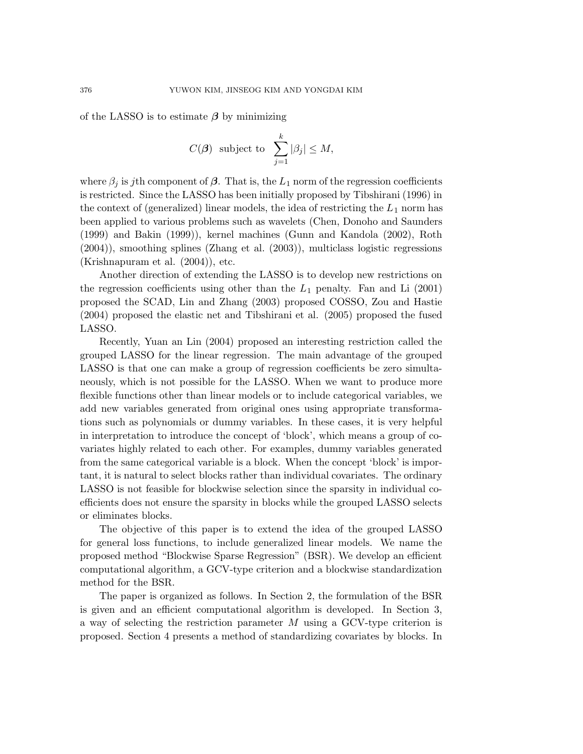of the LASSO is to estimate $\boldsymbol{\beta}$ by minimizing

$$C(\boldsymbol{\beta}) \text{ subject to } \sum_{j=1}^{k} |\beta_j| \leq M,$$

where $\beta_j$ is $j$th component of $\boldsymbol{\beta}$. That is, the $L_1$ norm of the regression coefficients is restricted. Since the LASSO has been initially proposed by Tibshirani (1996) in the context of (generalized) linear models, the idea of restricting the $L_1$ norm has been applied to various problems such as wavelets (Chen, Donoho and Saunders (1999) and Bakin (1999)), kernel machines (Gunn and Kandola (2002), Roth (2004)), smoothing splines (Zhang et al. (2003)), multiclass logistic regressions (Krishnapuram et al. (2004)), etc.

Another direction of extending the LASSO is to develop new restrictions on the regression coefficients using other than the $L_1$ penalty. Fan and Li (2001) proposed the SCAD, Lin and Zhang (2003) proposed COSSO, Zou and Hastie (2004) proposed the elastic net and Tibshirani et al. (2005) proposed the fused LASSO.

Recently, Yuan an Lin (2004) proposed an interesting restriction called the grouped LASSO for the linear regression. The main advantage of the grouped LASSO is that one can make a group of regression coefficients be zero simultaneously, which is not possible for the LASSO. When we want to produce more flexible functions other than linear models or to include categorical variables, we add new variables generated from original ones using appropriate transformations such as polynomials or dummy variables. In these cases, it is very helpful in interpretation to introduce the concept of 'block', which means a group of covariates highly related to each other. For examples, dummy variables generated from the same categorical variable is a block. When the concept 'block' is important, it is natural to select blocks rather than individual covariates. The ordinary LASSO is not feasible for blockwise selection since the sparsity in individual coefficients does not ensure the sparsity in blocks while the grouped LASSO selects or eliminates blocks.

The objective of this paper is to extend the idea of the grouped LASSO for general loss functions, to include generalized linear models. We name the proposed method "Blockwise Sparse Regression" (BSR). We develop an efficient computational algorithm, a GCV-type criterion and a blockwise standardization method for the BSR.

The paper is organized as follows. In Section 2, the formulation of the BSR is given and an efficient computational algorithm is developed. In Section 3, a way of selecting the restriction parameter $M$ using a GCV-type criterion is proposed. Section 4 presents a method of standardizing covariates by blocks. In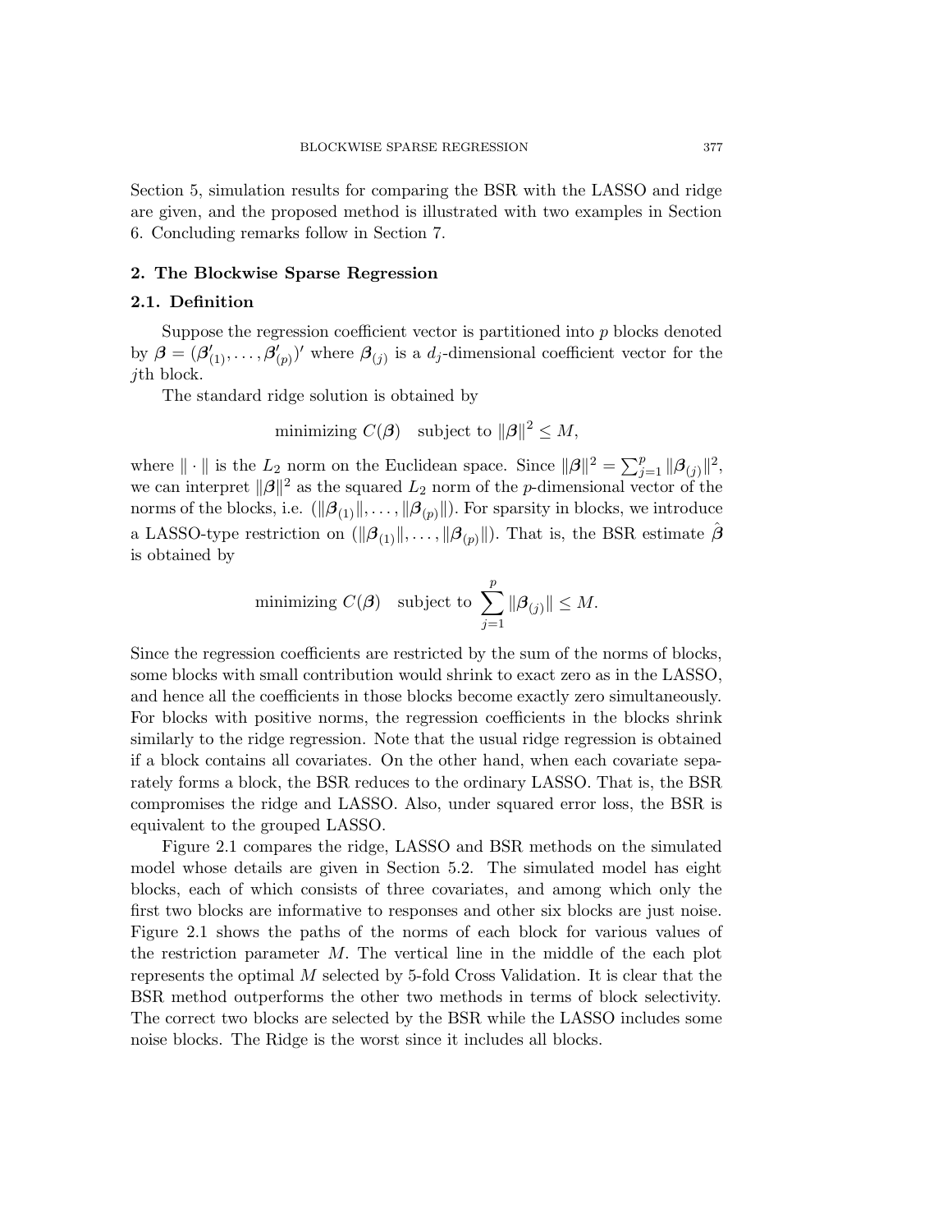Section 5, simulation results for comparing the BSR with the LASSO and ridge are given, and the proposed method is illustrated with two examples in Section 6. Concluding remarks follow in Section 7.

## 2. The Blockwise Sparse Regression

### 2.1. Definition

Suppose the regression coefficient vector is partitioned into $p$ blocks denoted by $\boldsymbol{\beta} = (\boldsymbol{\beta}'_{(1)}, \ldots, \boldsymbol{\beta}'_{(p)})'$ where $\boldsymbol{\beta}_{(j)}$ is a $d_j$-dimensional coefficient vector for the $j$th block.

The standard ridge solution is obtained by

$$\text{minimizing } C(\boldsymbol{\beta}) \quad \text{subject to } \|\boldsymbol{\beta}\|^2 \leq M,$$

where $\|\cdot\|$ is the $L_2$ norm on the Euclidean space. Since $\|\boldsymbol{\beta}\|^2 = \sum_{j=1}^{p} \|\boldsymbol{\beta}_{(j)}\|^2$, we can interpret $\|\boldsymbol{\beta}\|^2$ as the squared $L_2$ norm of the $p$-dimensional vector of the norms of the blocks, i.e. $(\|\boldsymbol{\beta}_{(1)}\|, \ldots, \|\boldsymbol{\beta}_{(p)}\|)$. For sparsity in blocks, we introduce a LASSO-type restriction on $(\|\boldsymbol{\beta}_{(1)}\|, \ldots, \|\boldsymbol{\beta}_{(p)}\|)$. That is, the BSR estimate $\hat{\boldsymbol{\beta}}$ is obtained by

$$\text{minimizing } C(\boldsymbol{\beta}) \quad \text{subject to } \sum_{j=1}^{p} \|\boldsymbol{\beta}_{(j)}\| \leq M.$$

Since the regression coefficients are restricted by the sum of the norms of blocks, some blocks with small contribution would shrink to exact zero as in the LASSO, and hence all the coefficients in those blocks become exactly zero simultaneously. For blocks with positive norms, the regression coefficients in the blocks shrink similarly to the ridge regression. Note that the usual ridge regression is obtained if a block contains all covariates. On the other hand, when each covariate separately forms a block, the BSR reduces to the ordinary LASSO. That is, the BSR compromises the ridge and LASSO. Also, under squared error loss, the BSR is equivalent to the grouped LASSO.

Figure 2.1 compares the ridge, LASSO and BSR methods on the simulated model whose details are given in Section 5.2. The simulated model has eight blocks, each of which consists of three covariates, and among which only the first two blocks are informative to responses and other six blocks are just noise. Figure 2.1 shows the paths of the norms of each block for various values of the restriction parameter $M$. The vertical line in the middle of the each plot represents the optimal $M$ selected by 5-fold Cross Validation. It is clear that the BSR method outperforms the other two methods in terms of block selectivity. The correct two blocks are selected by the BSR while the LASSO includes some noise blocks. The Ridge is the worst since it includes all blocks.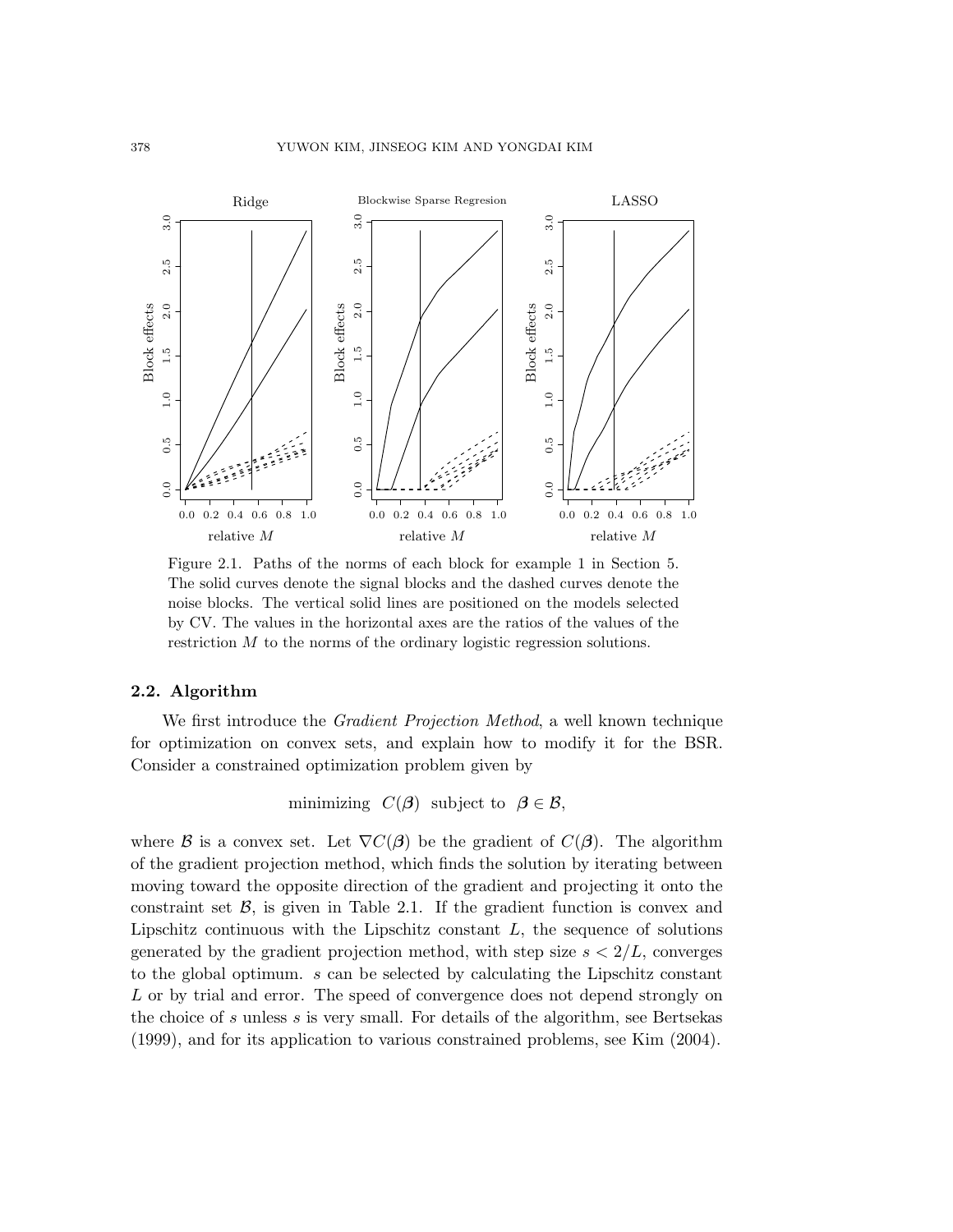Figure 2.1. Paths of the norms of each block for example 1 in Section 5. The solid curves denote the signal blocks and the dashed curves denote the noise blocks. The vertical solid lines are positioned on the models selected by CV. The values in the horizontal axes are the ratios of the values of the restriction $M$ to the norms of the ordinary logistic regression solutions.

### 2.2. Algorithm

We first introduce the *Gradient Projection Method*, a well known technique for optimization on convex sets, and explain how to modify it for the BSR. Consider a constrained optimization problem given by

$$\text{minimizing} \quad C(\boldsymbol{\beta}) \quad \text{subject to} \quad \boldsymbol{\beta} \in \mathcal{B},$$

where $\mathcal{B}$ is a convex set. Let $\nabla C(\boldsymbol{\beta})$ be the gradient of $C(\boldsymbol{\beta})$. The algorithm of the gradient projection method, which finds the solution by iterating between moving toward the opposite direction of the gradient and projecting it onto the constraint set $\mathcal{B}$, is given in Table 2.1. If the gradient function is convex and Lipschitz continuous with the Lipschitz constant $L$, the sequence of solutions generated by the gradient projection method, with step size $s < 2/L$, converges to the global optimum. $s$ can be selected by calculating the Lipschitz constant $L$ or by trial and error. The speed of convergence does not depend strongly on the choice of $s$ unless $s$ is very small. For details of the algorithm, see Bertsekas (1999), and for its application to various constrained problems, see Kim (2004).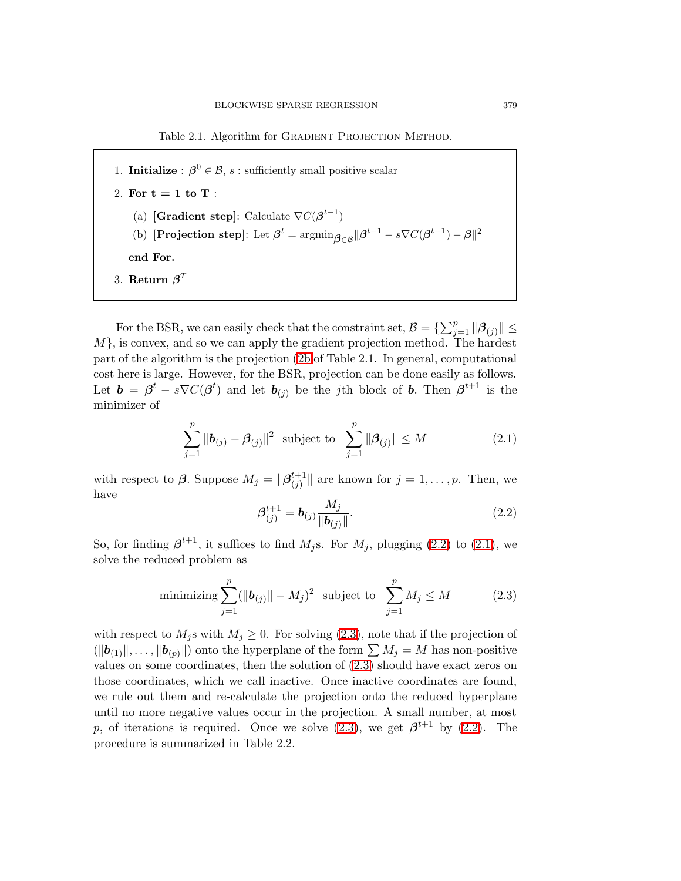Table 2.1. Algorithm for Gradient Projection Method.

1. **Initialize** : $\boldsymbol{\beta}^0 \in \mathcal{B}$, $s$ : sufficiently small positive scalar
2. **For t = 1 to T** :
   (a) **[Gradient step]**: Calculate $\nabla C(\boldsymbol{\beta}^{t-1})$
   (b) **[Projection step]**: Let $\boldsymbol{\beta}^t = \text{argmin}_{\boldsymbol{\beta} \in \mathcal{B}} \|\boldsymbol{\beta}^{t-1} - s\nabla C(\boldsymbol{\beta}^{t-1}) - \boldsymbol{\beta}\|^2$

   **end For.**
3. **Return** $\boldsymbol{\beta}^T$

For the BSR, we can easily check that the constraint set, $\mathcal{B} = \{\sum_{j=1}^{p} \|\boldsymbol{\beta}_{(j)}\| \leq M\}$, is convex, and so we can apply the gradient projection method. The hardest part of the algorithm is the projection (2b of Table 2.1. In general, computational cost here is large. However, for the BSR, projection can be done easily as follows. Let $\boldsymbol{b} = \boldsymbol{\beta}^t - s\nabla C(\boldsymbol{\beta}^t)$ and let $\boldsymbol{b}_{(j)}$ be the $j$th block of $\boldsymbol{b}$. Then $\boldsymbol{\beta}^{t+1}$ is the minimizer of

$$\sum_{j=1}^{p} \|\boldsymbol{b}_{(j)} - \boldsymbol{\beta}_{(j)}\|^2 \text{ subject to } \sum_{j=1}^{p} \|\boldsymbol{\beta}_{(j)}\| \leq M \tag{2.1}$$

with respect to $\boldsymbol{\beta}$. Suppose $M_j = \|\boldsymbol{\beta}^{t+1}_{(j)}\|$ are known for $j = 1, \ldots, p$. Then, we have

$$\boldsymbol{\beta}^{t+1}_{(j)} = \boldsymbol{b}_{(j)} \frac{M_j}{\|\boldsymbol{b}_{(j)}\|}. \tag{2.2}$$

So, for finding $\boldsymbol{\beta}^{t+1}$, it suffices to find $M_j$s. For $M_j$, plugging (2.2) to (2.1), we solve the reduced problem as

$$\text{minimizing} \sum_{j=1}^{p} (\|\boldsymbol{b}_{(j)}\| - M_j)^2 \text{ subject to } \sum_{j=1}^{p} M_j \leq M \tag{2.3}$$

with respect to $M_j$s with $M_j \geq 0$. For solving (2.3), note that if the projection of $(\|\boldsymbol{b}_{(1)}\|, \ldots, \|\boldsymbol{b}_{(p)}\|)$ onto the hyperplane of the form $\sum M_j = M$ has non-positive values on some coordinates, then the solution of (2.3) should have exact zeros on those coordinates, which we call inactive. Once inactive coordinates are found, we rule out them and re-calculate the projection onto the reduced hyperplane until no more negative values occur in the projection. A small number, at most $p$, of iterations is required. Once we solve (2.3), we get $\boldsymbol{\beta}^{t+1}$ by (2.2). The procedure is summarized in Table 2.2.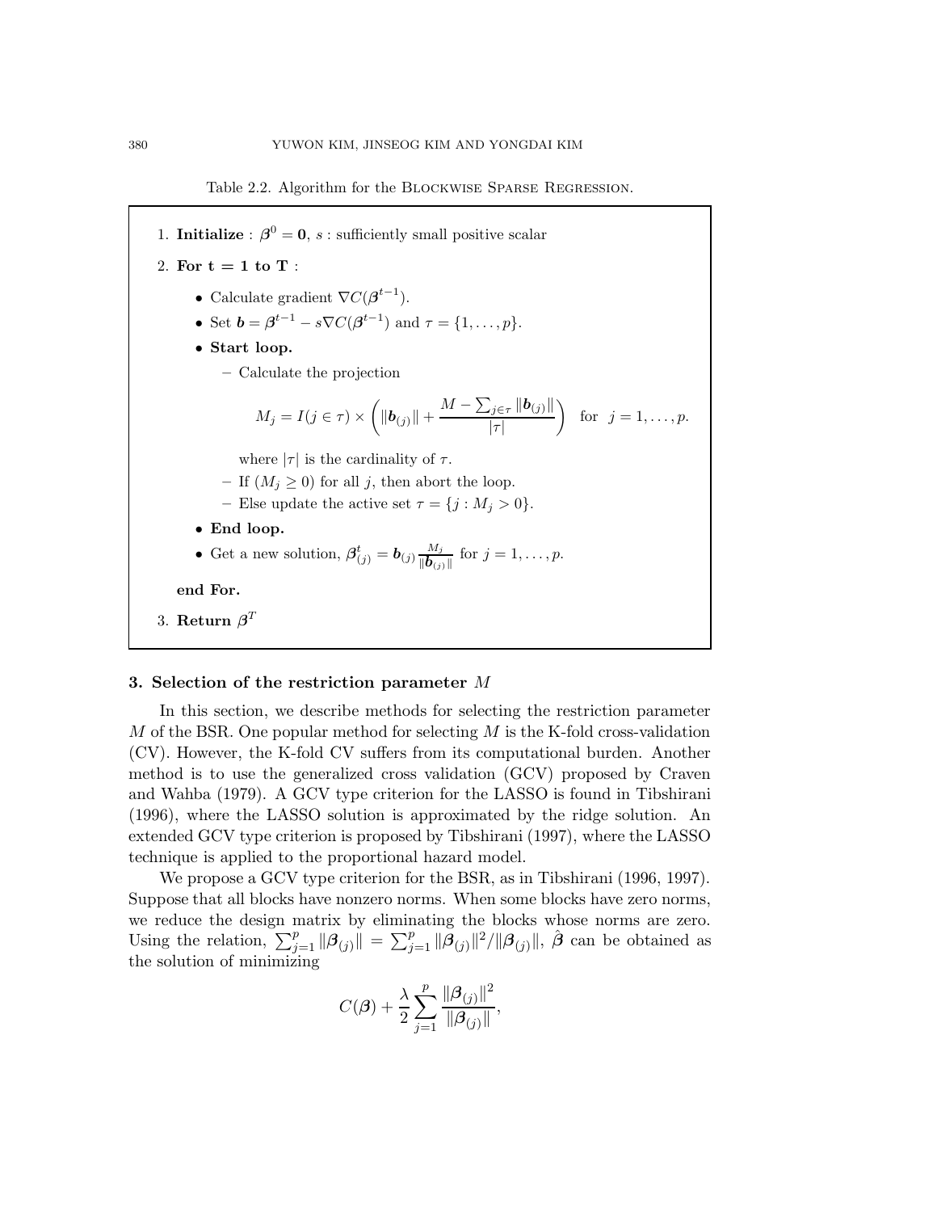Table 2.2. Algorithm for the Blockwise Sparse Regression.

1. **Initialize** : $\boldsymbol{\beta}^0 = \mathbf{0}$, $s$ : sufficiently small positive scalar
2. **For t = 1 to T** :
   - Calculate gradient $\nabla C(\boldsymbol{\beta}^{t-1})$.
   - Set $\boldsymbol{b} = \boldsymbol{\beta}^{t-1} - s\nabla C(\boldsymbol{\beta}^{t-1})$ and $\tau = \{1, \ldots, p\}$.
   - **Start loop.**
     - Calculate the projection

       $$M_j = I(j \in \tau) \times \left( \|\boldsymbol{b}_{(j)}\| + \frac{M - \sum_{j \in \tau} \|\boldsymbol{b}_{(j)}\|}{|\tau|} \right) \quad \text{for} \quad j = 1, \ldots, p.$$

       where $|\tau|$ is the cardinality of $\tau$.
     - If $(M_j \geq 0)$ for all $j$, then abort the loop.
     - Else update the active set $\tau = \{j : M_j > 0\}$.
   - **End loop.**
   - Get a new solution, $\boldsymbol{\beta}^t_{(j)} = \boldsymbol{b}_{(j)} \frac{M_j}{\|\boldsymbol{b}_{(j)}\|}$ for $j = 1, \ldots, p$.

   **end For.**
3. **Return** $\boldsymbol{\beta}^T$

## 3. Selection of the restriction parameter $M$

In this section, we describe methods for selecting the restriction parameter $M$ of the BSR. One popular method for selecting $M$ is the K-fold cross-validation (CV). However, the K-fold CV suffers from its computational burden. Another method is to use the generalized cross validation (GCV) proposed by Craven and Wahba (1979). A GCV type criterion for the LASSO is found in Tibshirani (1996), where the LASSO solution is approximated by the ridge solution. An extended GCV type criterion is proposed by Tibshirani (1997), where the LASSO technique is applied to the proportional hazard model.

We propose a GCV type criterion for the BSR, as in Tibshirani (1996, 1997). Suppose that all blocks have nonzero norms. When some blocks have zero norms, we reduce the design matrix by eliminating the blocks whose norms are zero. Using the relation, $\sum_{j=1}^{p} \|\boldsymbol{\beta}_{(j)}\| = \sum_{j=1}^{p} \|\boldsymbol{\beta}_{(j)}\|^2 / \|\boldsymbol{\beta}_{(j)}\|$, $\hat{\boldsymbol{\beta}}$ can be obtained as the solution of minimizing

$$C(\boldsymbol{\beta}) + \frac{\lambda}{2} \sum_{j=1}^{p} \frac{\|\boldsymbol{\beta}_{(j)}\|^2}{\|\boldsymbol{\beta}_{(j)}\|},$$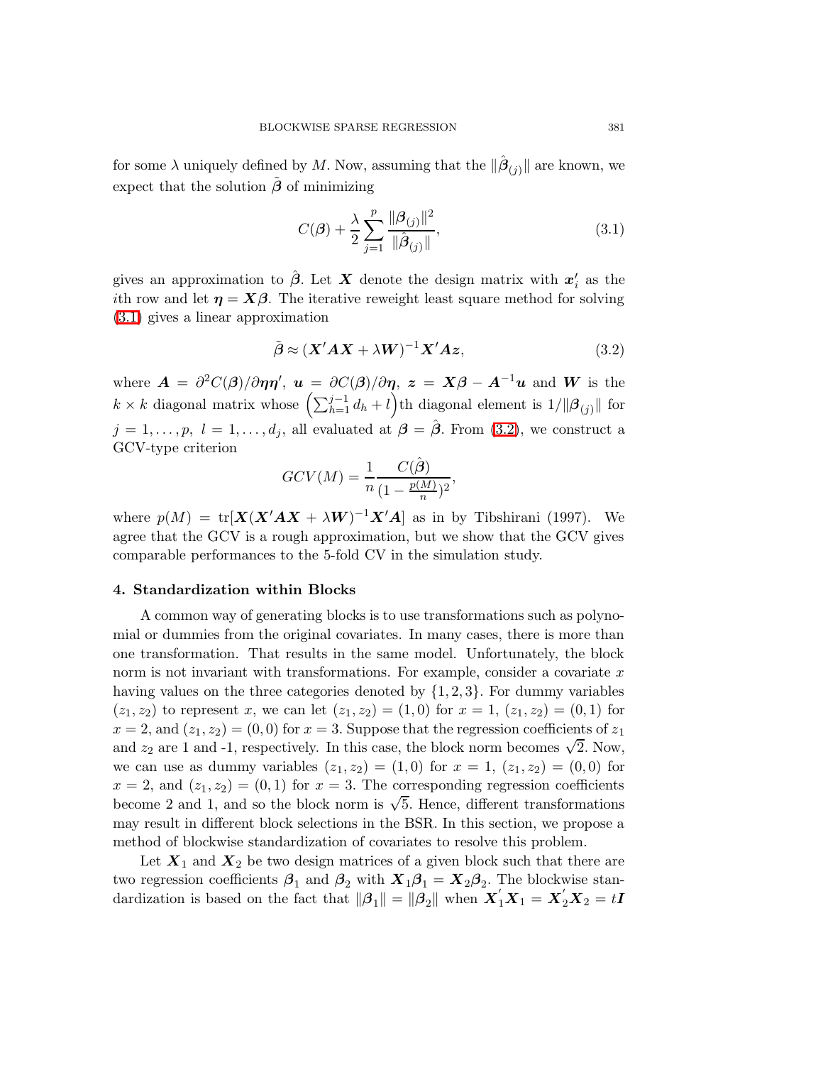for some $\lambda$ uniquely defined by $M$. Now, assuming that the $\|\hat{\boldsymbol{\beta}}_{(j)}\|$ are known, we expect that the solution $\tilde{\boldsymbol{\beta}}$ of minimizing

$$C(\boldsymbol{\beta}) + \frac{\lambda}{2} \sum_{j=1}^{p} \frac{\|\boldsymbol{\beta}_{(j)}\|^2}{\|\hat{\boldsymbol{\beta}}_{(j)}\|}, \tag{3.1}$$

gives an approximation to $\hat{\boldsymbol{\beta}}$. Let $\boldsymbol{X}$ denote the design matrix with $\boldsymbol{x}_i'$ as the $i$th row and let $\boldsymbol{\eta} = \boldsymbol{X}\boldsymbol{\beta}$. The iterative reweight least square method for solving (3.1) gives a linear approximation

$$\tilde{\boldsymbol{\beta}} \approx (\boldsymbol{X}'\boldsymbol{A}\boldsymbol{X} + \lambda \boldsymbol{W})^{-1}\boldsymbol{X}'\boldsymbol{A}\boldsymbol{z}, \tag{3.2}$$

where $\boldsymbol{A} = \partial^2 C(\boldsymbol{\beta})/\partial\boldsymbol{\eta}\boldsymbol{\eta}'$, $\boldsymbol{u} = \partial C(\boldsymbol{\beta})/\partial\boldsymbol{\eta}$, $\boldsymbol{z} = \boldsymbol{X}\boldsymbol{\beta} - \boldsymbol{A}^{-1}\boldsymbol{u}$ and $\boldsymbol{W}$ is the $k \times k$ diagonal matrix whose $\left(\sum_{h=1}^{j-1} d_h + l\right)$th diagonal element is $1/\|\boldsymbol{\beta}_{(j)}\|$ for $j = 1, \ldots, p$, $l = 1, \ldots, d_j$, all evaluated at $\boldsymbol{\beta} = \hat{\boldsymbol{\beta}}$. From (3.2), we construct a GCV-type criterion

$$GCV(M) = \frac{1}{n} \frac{C(\hat{\boldsymbol{\beta}})}{(1 - \frac{p(M)}{n})^2},$$

where $p(M) = \operatorname{tr}[\boldsymbol{X}(\boldsymbol{X}'\boldsymbol{A}\boldsymbol{X} + \lambda\boldsymbol{W})^{-1}\boldsymbol{X}'\boldsymbol{A}]$ as in by Tibshirani (1997). We agree that the GCV is a rough approximation, but we show that the GCV gives comparable performances to the 5-fold CV in the simulation study.

## 4. Standardization within Blocks

A common way of generating blocks is to use transformations such as polynomial or dummies from the original covariates. In many cases, there is more than one transformation. That results in the same model. Unfortunately, the block norm is not invariant with transformations. For example, consider a covariate $x$ having values on the three categories denoted by $\{1, 2, 3\}$. For dummy variables $(z_1, z_2)$ to represent $x$, we can let $(z_1, z_2) = (1, 0)$ for $x = 1$, $(z_1, z_2) = (0, 1)$ for $x = 2$, and $(z_1, z_2) = (0, 0)$ for $x = 3$. Suppose that the regression coefficients of $z_1$ and $z_2$ are 1 and -1, respectively. In this case, the block norm becomes $\sqrt{2}$. Now, we can use as dummy variables $(z_1, z_2) = (1, 0)$ for $x = 1$, $(z_1, z_2) = (0, 0)$ for $x = 2$, and $(z_1, z_2) = (0, 1)$ for $x = 3$. The corresponding regression coefficients become 2 and 1, and so the block norm is $\sqrt{5}$. Hence, different transformations may result in different block selections in the BSR. In this section, we propose a method of blockwise standardization of covariates to resolve this problem.

Let $\boldsymbol{X}_1$ and $\boldsymbol{X}_2$ be two design matrices of a given block such that there are two regression coefficients $\boldsymbol{\beta}_1$ and $\boldsymbol{\beta}_2$ with $\boldsymbol{X}_1\boldsymbol{\beta}_1 = \boldsymbol{X}_2\boldsymbol{\beta}_2$. The blockwise standardization is based on the fact that $\|\boldsymbol{\beta}_1\| = \|\boldsymbol{\beta}_2\|$ when $\boldsymbol{X}_1'\boldsymbol{X}_1 = \boldsymbol{X}_2'\boldsymbol{X}_2 = t\boldsymbol{I}$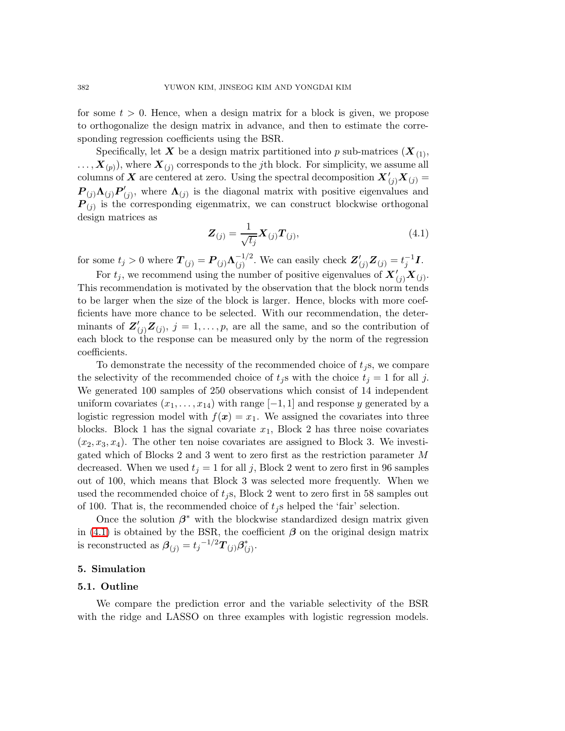for some $t > 0$. Hence, when a design matrix for a block is given, we propose to orthogonalize the design matrix in advance, and then to estimate the corresponding regression coefficients using the BSR.

Specifically, let $\boldsymbol{X}$ be a design matrix partitioned into $p$ sub-matrices $(\boldsymbol{X}_{(1)}, \ldots, \boldsymbol{X}_{(p)})$, where $\boldsymbol{X}_{(j)}$ corresponds to the $j$th block. For simplicity, we assume all columns of $\boldsymbol{X}$ are centered at zero. Using the spectral decomposition $\boldsymbol{X}'_{(j)}\boldsymbol{X}_{(j)} = \boldsymbol{P}_{(j)}\boldsymbol{\Lambda}_{(j)}\boldsymbol{P}'_{(j)}$, where $\boldsymbol{\Lambda}_{(j)}$ is the diagonal matrix with positive eigenvalues and $\boldsymbol{P}_{(j)}$ is the corresponding eigenmatrix, we can construct blockwise orthogonal design matrices as

$$\boldsymbol{Z}_{(j)} = \frac{1}{\sqrt{t_j}}\boldsymbol{X}_{(j)}\boldsymbol{T}_{(j)}, \tag{4.1}$$

for some $t_j > 0$ where $\boldsymbol{T}_{(j)} = \boldsymbol{P}_{(j)}\boldsymbol{\Lambda}_{(j)}^{-1/2}$. We can easily check $\boldsymbol{Z}'_{(j)}\boldsymbol{Z}_{(j)} = t_j^{-1}\boldsymbol{I}$.

For $t_j$, we recommend using the number of positive eigenvalues of $\boldsymbol{X}'_{(j)}\boldsymbol{X}_{(j)}$. This recommendation is motivated by the observation that the block norm tends to be larger when the size of the block is larger. Hence, blocks with more coefficients have more chance to be selected. With our recommendation, the determinants of $\boldsymbol{Z}'_{(j)}\boldsymbol{Z}_{(j)}$, $j = 1, \ldots, p$, are all the same, and so the contribution of each block to the response can be measured only by the norm of the regression coefficients.

To demonstrate the necessity of the recommended choice of $t_j$s, we compare the selectivity of the recommended choice of $t_j$s with the choice $t_j = 1$ for all $j$. We generated 100 samples of 250 observations which consist of 14 independent uniform covariates $(x_1, \ldots, x_{14})$ with range $[-1, 1]$ and response $y$ generated by a logistic regression model with $f(\boldsymbol{x}) = x_1$. We assigned the covariates into three blocks. Block 1 has the signal covariate $x_1$, Block 2 has three noise covariates $(x_2, x_3, x_4)$. The other ten noise covariates are assigned to Block 3. We investigated which of Blocks 2 and 3 went to zero first as the restriction parameter $M$ decreased. When we used $t_j = 1$ for all $j$, Block 2 went to zero first in 96 samples out of 100, which means that Block 3 was selected more frequently. When we used the recommended choice of $t_j$s, Block 2 went to zero first in 58 samples out of 100. That is, the recommended choice of $t_j$s helped the 'fair' selection.

Once the solution $\boldsymbol{\beta}^*$ with the blockwise standardized design matrix given in (4.1) is obtained by the BSR, the coefficient $\boldsymbol{\beta}$ on the original design matrix is reconstructed as $\boldsymbol{\beta}_{(j)} = t_j^{-1/2}\boldsymbol{T}_{(j)}\boldsymbol{\beta}^*_{(j)}$.

## 5. Simulation

### 5.1. Outline

We compare the prediction error and the variable selectivity of the BSR with the ridge and LASSO on three examples with logistic regression models.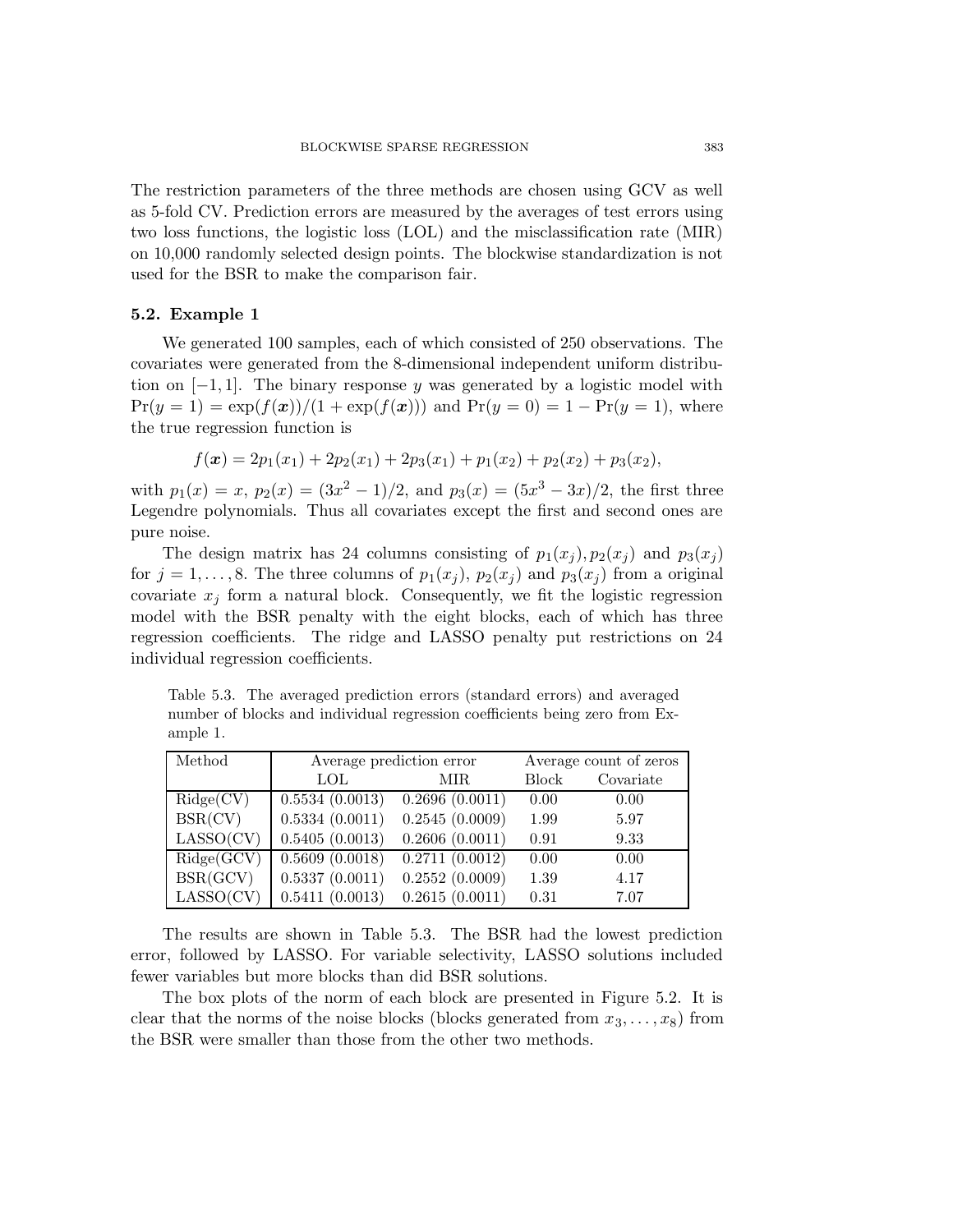The restriction parameters of the three methods are chosen using GCV as well as 5-fold CV. Prediction errors are measured by the averages of test errors using two loss functions, the logistic loss (LOL) and the misclassification rate (MIR) on 10,000 randomly selected design points. The blockwise standardization is not used for the BSR to make the comparison fair.

### 5.2. Example 1

We generated 100 samples, each of which consisted of 250 observations. The covariates were generated from the 8-dimensional independent uniform distribution on $[-1, 1]$. The binary response $y$ was generated by a logistic model with $\Pr(y = 1) = \exp(f(\boldsymbol{x}))/(1 + \exp(f(\boldsymbol{x})))$ and $\Pr(y = 0) = 1 - \Pr(y = 1)$, where the true regression function is

$$f(\boldsymbol{x}) = 2p_1(x_1) + 2p_2(x_1) + 2p_3(x_1) + p_1(x_2) + p_2(x_2) + p_3(x_2),$$

with $p_1(x) = x$, $p_2(x) = (3x^2 - 1)/2$, and $p_3(x) = (5x^3 - 3x)/2$, the first three Legendre polynomials. Thus all covariates except the first and second ones are pure noise.

The design matrix has 24 columns consisting of $p_1(x_j), p_2(x_j)$ and $p_3(x_j)$ for $j = 1, \ldots, 8$. The three columns of $p_1(x_j)$, $p_2(x_j)$ and $p_3(x_j)$ from a original covariate $x_j$ form a natural block. Consequently, we fit the logistic regression model with the BSR penalty with the eight blocks, each of which has three regression coefficients. The ridge and LASSO penalty put restrictions on 24 individual regression coefficients.

Table 5.3. The averaged prediction errors (standard errors) and averaged number of blocks and individual regression coefficients being zero from Example 1.

| Method | Average prediction error | | Average count of zeros | |
|---|---|---|---|---|
| | LOL | MIR | Block | Covariate |
| Ridge(CV) | 0.5534 (0.0013) | 0.2696 (0.0011) | 0.00 | 0.00 |
| BSR(CV) | 0.5334 (0.0011) | 0.2545 (0.0009) | 1.99 | 5.97 |
| LASSO(CV) | 0.5405 (0.0013) | 0.2606 (0.0011) | 0.91 | 9.33 |
| Ridge(GCV) | 0.5609 (0.0018) | 0.2711 (0.0012) | 0.00 | 0.00 |
| BSR(GCV) | 0.5337 (0.0011) | 0.2552 (0.0009) | 1.39 | 4.17 |
| LASSO(CV) | 0.5411 (0.0013) | 0.2615 (0.0011) | 0.31 | 7.07 |

The results are shown in Table 5.3. The BSR had the lowest prediction error, followed by LASSO. For variable selectivity, LASSO solutions included fewer variables but more blocks than did BSR solutions.

The box plots of the norm of each block are presented in Figure 5.2. It is clear that the norms of the noise blocks (blocks generated from $x_3, \ldots, x_8$) from the BSR were smaller than those from the other two methods.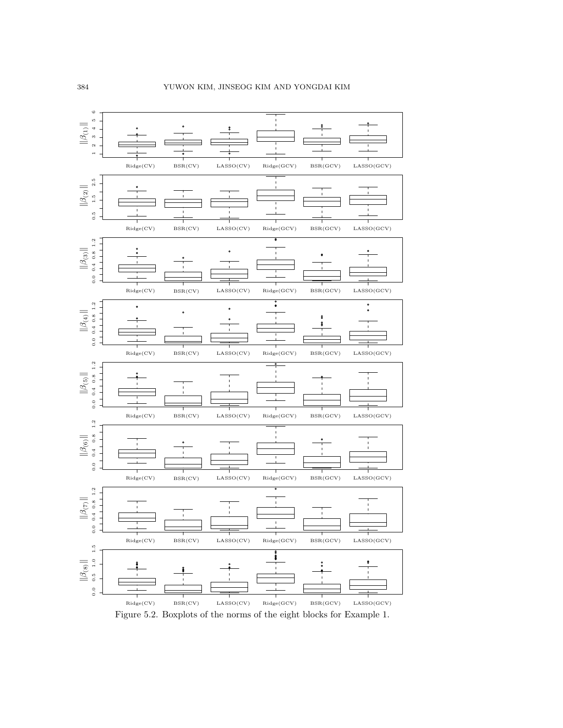Figure 5.2. Boxplots of the norms of the eight blocks for Example 1.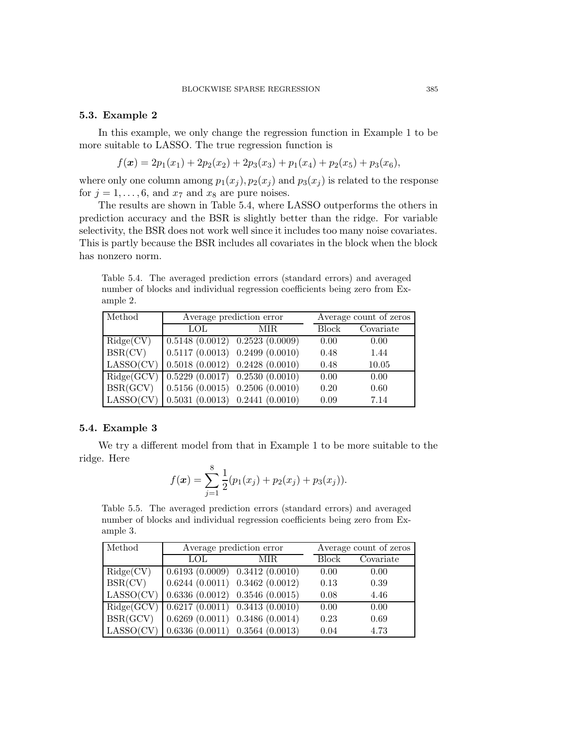### 5.3. Example 2

In this example, we only change the regression function in Example 1 to be more suitable to LASSO. The true regression function is

$$f(\boldsymbol{x}) = 2p_1(x_1) + 2p_2(x_2) + 2p_3(x_3) + p_1(x_4) + p_2(x_5) + p_3(x_6),$$

where only one column among $p_1(x_j), p_2(x_j)$ and $p_3(x_j)$ is related to the response for $j = 1, \ldots, 6$, and $x_7$ and $x_8$ are pure noises.

The results are shown in Table 5.4, where LASSO outperforms the others in prediction accuracy and the BSR is slightly better than the ridge. For variable selectivity, the BSR does not work well since it includes too many noise covariates. This is partly because the BSR includes all covariates in the block when the block has nonzero norm.

Table 5.4. The averaged prediction errors (standard errors) and averaged number of blocks and individual regression coefficients being zero from Example 2.

| Method | Average prediction error | | Average count of zeros | |
|---|---|---|---|---|
| | LOL | MIR | Block | Covariate |
| Ridge(CV) | 0.5148 (0.0012) | 0.2523 (0.0009) | 0.00 | 0.00 |
| BSR(CV) | 0.5117 (0.0013) | 0.2499 (0.0010) | 0.48 | 1.44 |
| LASSO(CV) | 0.5018 (0.0012) | 0.2428 (0.0010) | 0.48 | 10.05 |
| Ridge(GCV) | 0.5229 (0.0017) | 0.2530 (0.0010) | 0.00 | 0.00 |
| BSR(GCV) | 0.5156 (0.0015) | 0.2506 (0.0010) | 0.20 | 0.60 |
| LASSO(CV) | 0.5031 (0.0013) | 0.2441 (0.0010) | 0.09 | 7.14 |

### 5.4. Example 3

We try a different model from that in Example 1 to be more suitable to the ridge. Here

$$f(\boldsymbol{x}) = \sum_{j=1}^{8} \frac{1}{2}(p_1(x_j) + p_2(x_j) + p_3(x_j)).$$

Table 5.5. The averaged prediction errors (standard errors) and averaged number of blocks and individual regression coefficients being zero from Example 3.

| Method | Average prediction error | | Average count of zeros | |
|---|---|---|---|---|
| | LOL | MIR | Block | Covariate |
| Ridge(CV) | 0.6193 (0.0009) | 0.3412 (0.0010) | 0.00 | 0.00 |
| BSR(CV) | 0.6244 (0.0011) | 0.3462 (0.0012) | 0.13 | 0.39 |
| LASSO(CV) | 0.6336 (0.0012) | 0.3546 (0.0015) | 0.08 | 4.46 |
| Ridge(GCV) | 0.6217 (0.0011) | 0.3413 (0.0010) | 0.00 | 0.00 |
| BSR(GCV) | 0.6269 (0.0011) | 0.3486 (0.0014) | 0.23 | 0.69 |
| LASSO(CV) | 0.6336 (0.0011) | 0.3564 (0.0013) | 0.04 | 4.73 |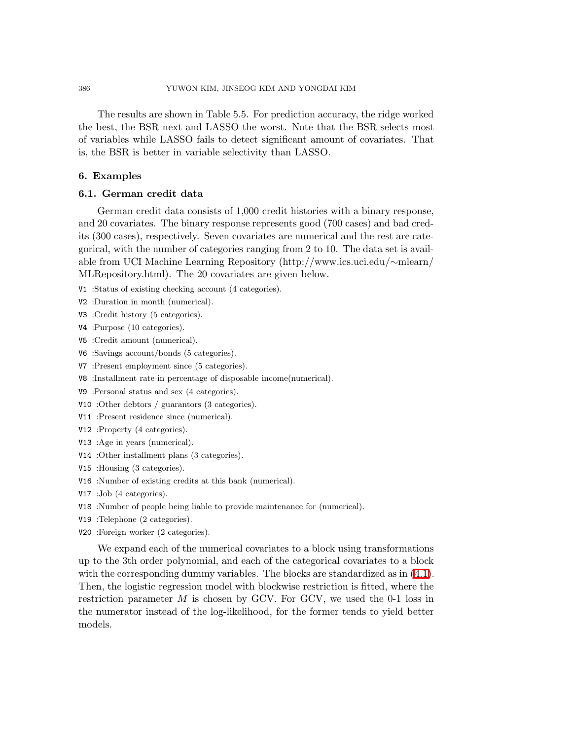The results are shown in Table 5.5. For prediction accuracy, the ridge worked the best, the BSR next and LASSO the worst. Note that the BSR selects most of variables while LASSO fails to detect significant amount of covariates. That is, the BSR is better in variable selectivity than LASSO.

## 6. Examples

### 6.1. German credit data

German credit data consists of 1,000 credit histories with a binary response, and 20 covariates. The binary response represents good (700 cases) and bad credits (300 cases), respectively. Seven covariates are numerical and the rest are categorical, with the number of categories ranging from 2 to 10. The data set is available from UCI Machine Learning Repository (http://www.ics.uci.edu/∼mlearn/MLRepository.html). The 20 covariates are given below.

V1 :Status of existing checking account (4 categories).
V2 :Duration in month (numerical).
V3 :Credit history (5 categories).
V4 :Purpose (10 categories).
V5 :Credit amount (numerical).
V6 :Savings account/bonds (5 categories).
V7 :Present employment since (5 categories).
V8 :Installment rate in percentage of disposable income(numerical).
V9 :Personal status and sex (4 categories).
V10 :Other debtors / guarantors (3 categories).
V11 :Present residence since (numerical).
V12 :Property (4 categories).
V13 :Age in years (numerical).
V14 :Other installment plans (3 categories).
V15 :Housing (3 categories).
V16 :Number of existing credits at this bank (numerical).
V17 :Job (4 categories).
V18 :Number of people being liable to provide maintenance for (numerical).
V19 :Telephone (2 categories).
V20 :Foreign worker (2 categories).

We expand each of the numerical covariates to a block using transformations up to the 3th order polynomial, and each of the categorical covariates to a block with the corresponding dummy variables. The blocks are standardized as in (4.1). Then, the logistic regression model with blockwise restriction is fitted, where the restriction parameter $M$ is chosen by GCV. For GCV, we used the 0-1 loss in the numerator instead of the log-likelihood, for the former tends to yield better models.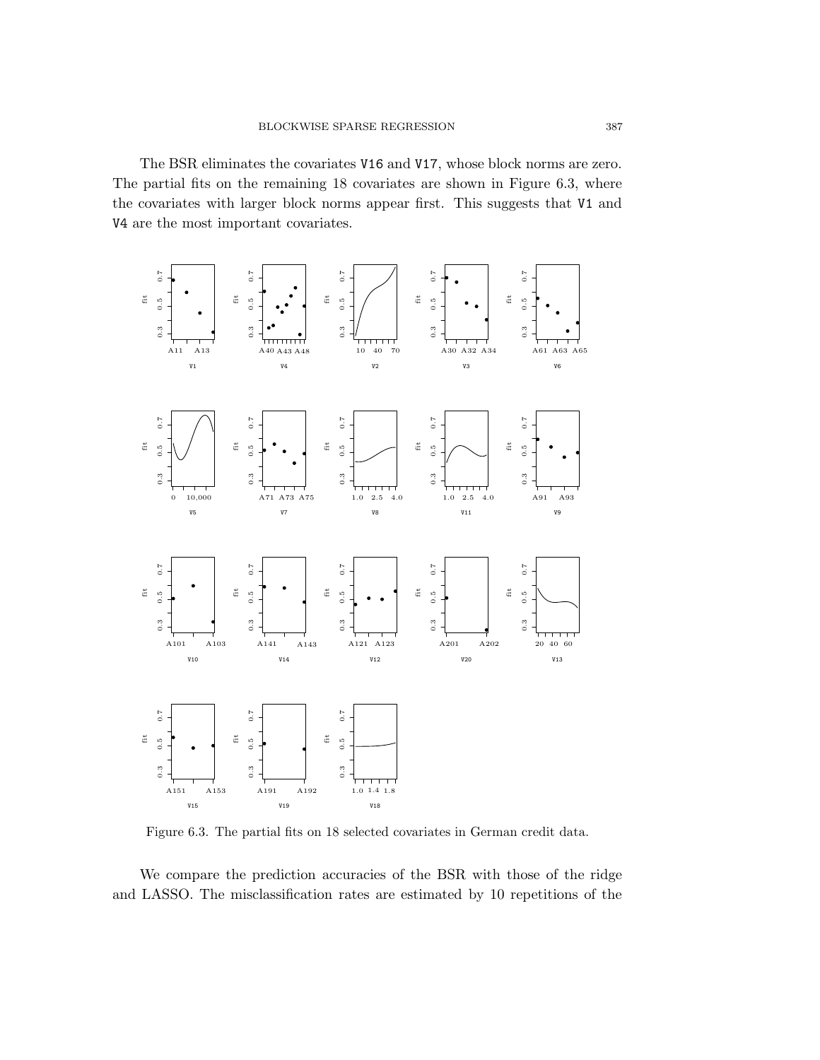The BSR eliminates the covariates V16 and V17, whose block norms are zero. The partial fits on the remaining 18 covariates are shown in Figure 6.3, where the covariates with larger block norms appear first. This suggests that V1 and V4 are the most important covariates.

Figure 6.3. The partial fits on 18 selected covariates in German credit data.

We compare the prediction accuracies of the BSR with those of the ridge and LASSO. The misclassification rates are estimated by 10 repetitions of the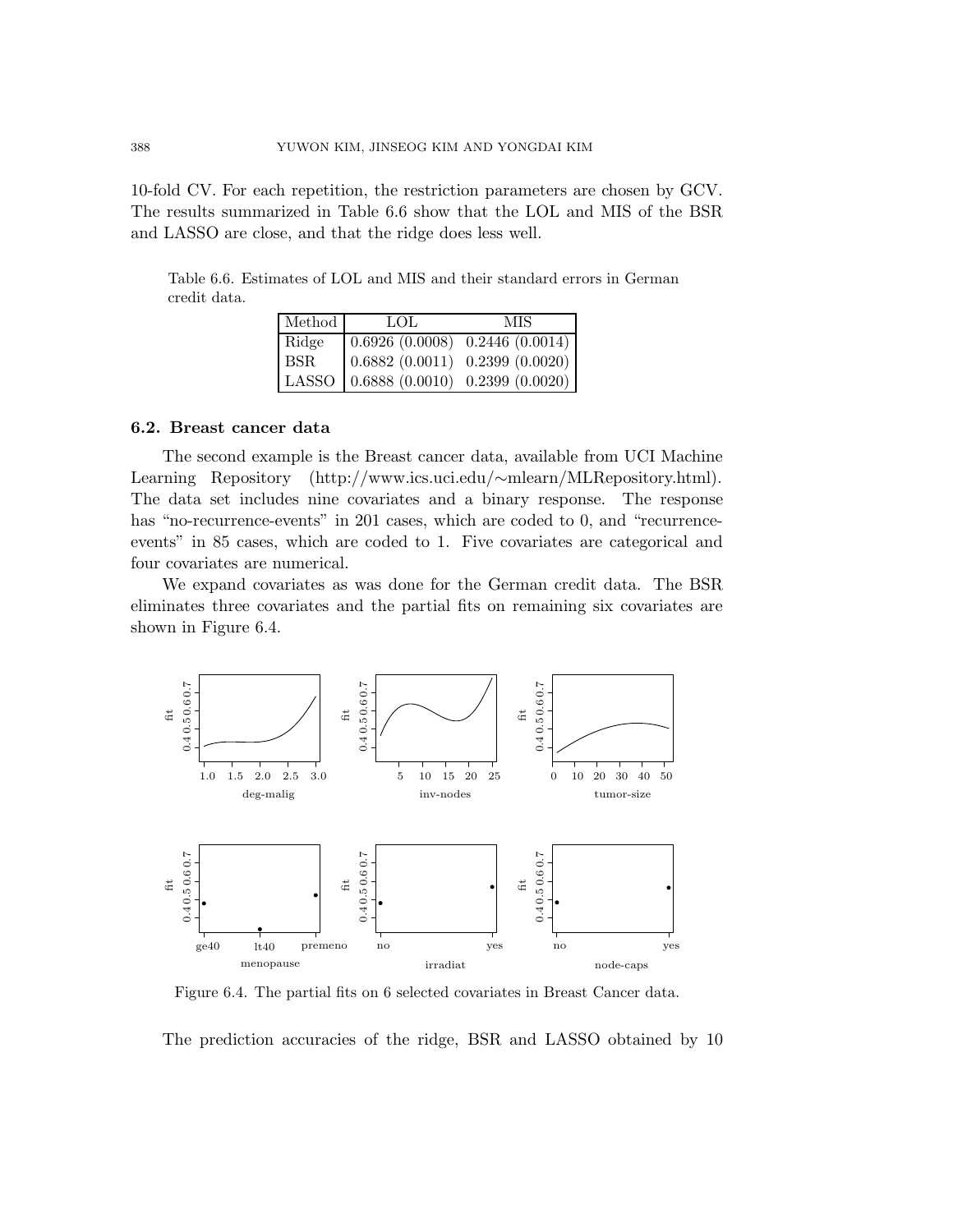10-fold CV. For each repetition, the restriction parameters are chosen by GCV. The results summarized in Table 6.6 show that the LOL and MIS of the BSR and LASSO are close, and that the ridge does less well.

Table 6.6. Estimates of LOL and MIS and their standard errors in German credit data.

| Method | LOL | MIS |
|---|---|---|
| Ridge | 0.6926 (0.0008) | 0.2446 (0.0014) |
| BSR | 0.6882 (0.0011) | 0.2399 (0.0020) |
| LASSO | 0.6888 (0.0010) | 0.2399 (0.0020) |

### 6.2. Breast cancer data

The second example is the Breast cancer data, available from UCI Machine Learning Repository (http://www.ics.uci.edu/∼mlearn/MLRepository.html). The data set includes nine covariates and a binary response. The response has "no-recurrence-events" in 201 cases, which are coded to 0, and "recurrence-events" in 85 cases, which are coded to 1. Five covariates are categorical and four covariates are numerical.

We expand covariates as was done for the German credit data. The BSR eliminates three covariates and the partial fits on remaining six covariates are shown in Figure 6.4.

Figure 6.4. The partial fits on 6 selected covariates in Breast Cancer data.

The prediction accuracies of the ridge, BSR and LASSO obtained by 10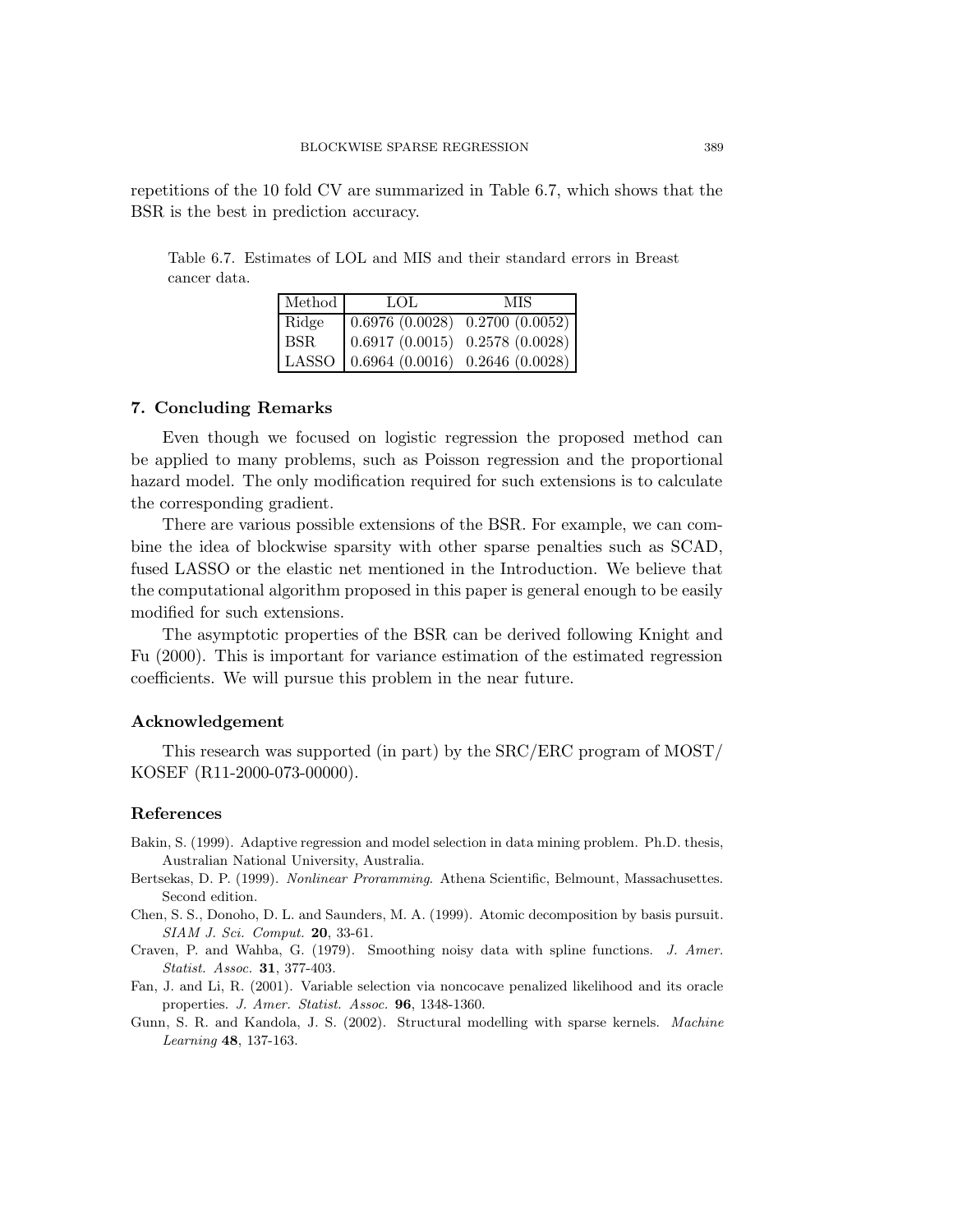repetitions of the 10 fold CV are summarized in Table 6.7, which shows that the BSR is the best in prediction accuracy.

Table 6.7. Estimates of LOL and MIS and their standard errors in Breast cancer data.

| Method | LOL | MIS |
|---|---|---|
| Ridge | 0.6976 (0.0028) | 0.2700 (0.0052) |
| BSR | 0.6917 (0.0015) | 0.2578 (0.0028) |
| LASSO | 0.6964 (0.0016) | 0.2646 (0.0028) |

## 7. Concluding Remarks

Even though we focused on logistic regression the proposed method can be applied to many problems, such as Poisson regression and the proportional hazard model. The only modification required for such extensions is to calculate the corresponding gradient.

There are various possible extensions of the BSR. For example, we can combine the idea of blockwise sparsity with other sparse penalties such as SCAD, fused LASSO or the elastic net mentioned in the Introduction. We believe that the computational algorithm proposed in this paper is general enough to be easily modified for such extensions.

The asymptotic properties of the BSR can be derived following Knight and Fu (2000). This is important for variance estimation of the estimated regression coefficients. We will pursue this problem in the near future.

## Acknowledgement

This research was supported (in part) by the SRC/ERC program of MOST/KOSEF (R11-2000-073-00000).

## References

Bakin, S. (1999). Adaptive regression and model selection in data mining problem. Ph.D. thesis, Australian National University, Australia.

Bertsekas, D. P. (1999). *Nonlinear Proramming*. Athena Scientific, Belmount, Massachusettes. Second edition.

Chen, S. S., Donoho, D. L. and Saunders, M. A. (1999). Atomic decomposition by basis pursuit. *SIAM J. Sci. Comput.* **20**, 33-61.

Craven, P. and Wahba, G. (1979). Smoothing noisy data with spline functions. *J. Amer. Statist. Assoc.* **31**, 377-403.

Fan, J. and Li, R. (2001). Variable selection via noncocave penalized likelihood and its oracle properties. *J. Amer. Statist. Assoc.* **96**, 1348-1360.

Gunn, S. R. and Kandola, J. S. (2002). Structural modelling with sparse kernels. *Machine Learning* **48**, 137-163.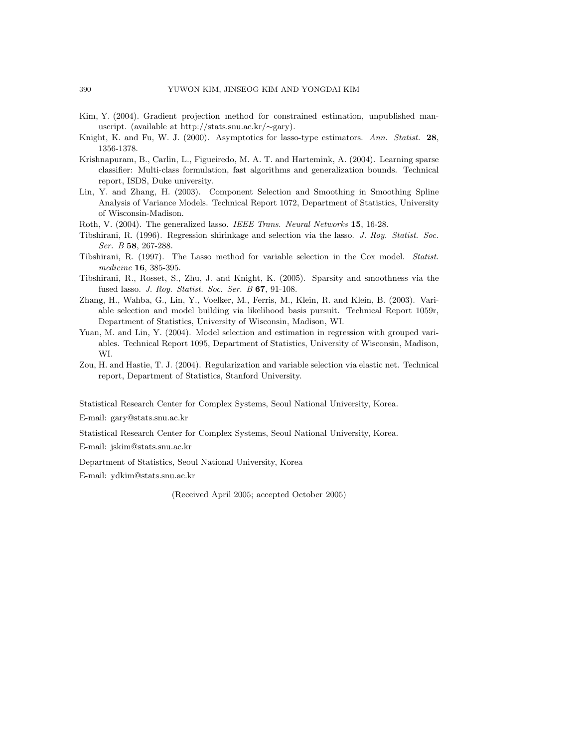Kim, Y. (2004). Gradient projection method for constrained estimation, unpublished manuscript. (available at http://stats.snu.ac.kr/∼gary).

Knight, K. and Fu, W. J. (2000). Asymptotics for lasso-type estimators. *Ann. Statist.* **28**, 1356-1378.

Krishnapuram, B., Carlin, L., Figueiredo, M. A. T. and Hartemink, A. (2004). Learning sparse classifier: Multi-class formulation, fast algorithms and generalization bounds. Technical report, ISDS, Duke university.

Lin, Y. and Zhang, H. (2003). Component Selection and Smoothing in Smoothing Spline Analysis of Variance Models. Technical Report 1072, Department of Statistics, University of Wisconsin-Madison.

Roth, V. (2004). The generalized lasso. *IEEE Trans. Neural Networks* **15**, 16-28.

Tibshirani, R. (1996). Regression shirinkage and selection via the lasso. *J. Roy. Statist. Soc. Ser. B* **58**, 267-288.

Tibshirani, R. (1997). The Lasso method for variable selection in the Cox model. *Statist. medicine* **16**, 385-395.

Tibshirani, R., Rosset, S., Zhu, J. and Knight, K. (2005). Sparsity and smoothness via the fused lasso. *J. Roy. Statist. Soc. Ser. B* **67**, 91-108.

Zhang, H., Wahba, G., Lin, Y., Voelker, M., Ferris, M., Klein, R. and Klein, B. (2003). Variable selection and model building via likelihood basis pursuit. Technical Report 1059r, Department of Statistics, University of Wisconsin, Madison, WI.

Yuan, M. and Lin, Y. (2004). Model selection and estimation in regression with grouped variables. Technical Report 1095, Department of Statistics, University of Wisconsin, Madison, WI.

Zou, H. and Hastie, T. J. (2004). Regularization and variable selection via elastic net. Technical report, Department of Statistics, Stanford University.

Statistical Research Center for Complex Systems, Seoul National University, Korea.

E-mail: gary@stats.snu.ac.kr

Statistical Research Center for Complex Systems, Seoul National University, Korea.

E-mail: jskim@stats.snu.ac.kr

Department of Statistics, Seoul National University, Korea

E-mail: ydkim@stats.snu.ac.kr

(Received April 2005; accepted October 2005)